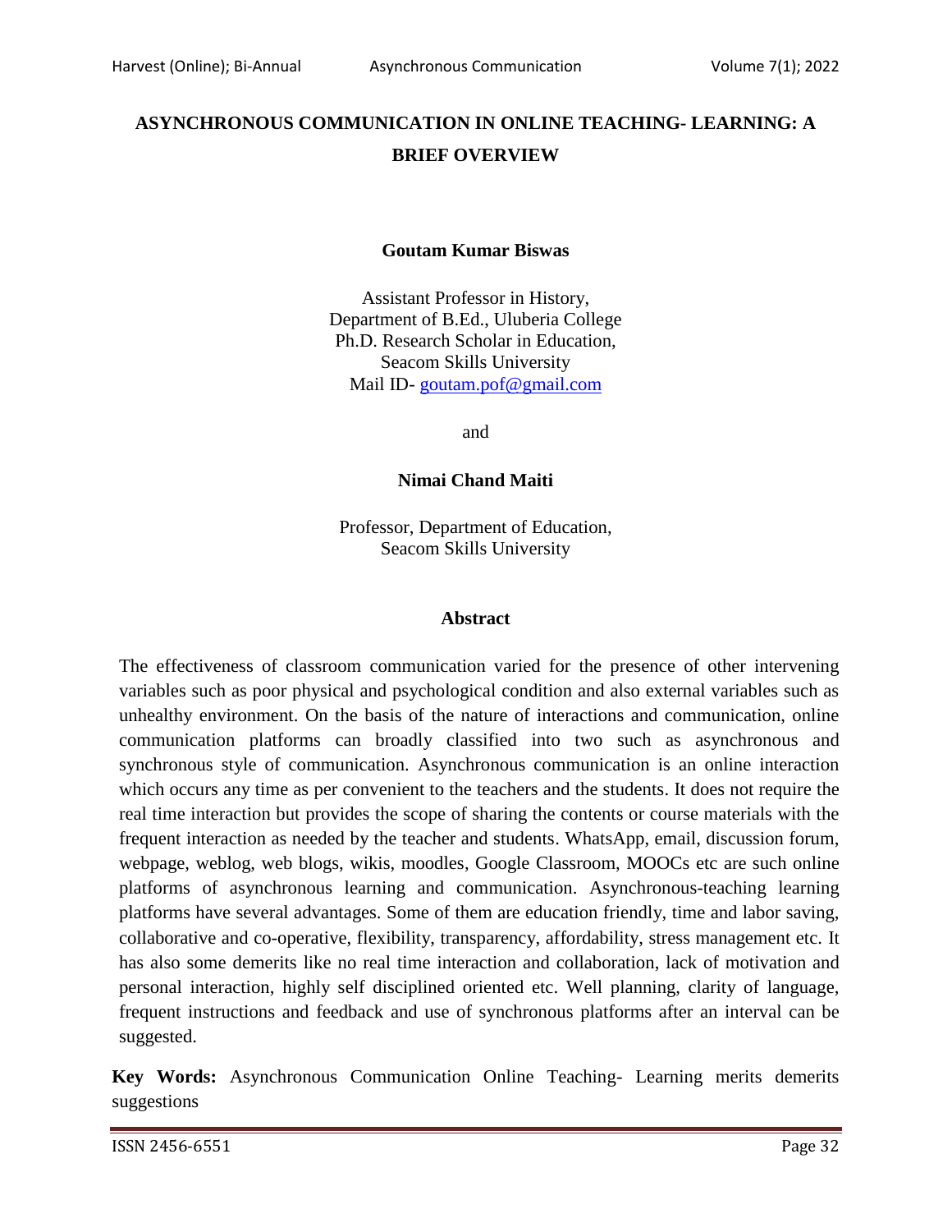# ASYNCHRONOUS COMMUNICATION IN ONLINE TEACHING- LEARNING: A BRIEF OVERVIEW

**Goutam Kumar Biswas**

Assistant Professor in History,
Department of B.Ed., Uluberia College
Ph.D. Research Scholar in Education,
Seacom Skills University
Mail ID- goutam.pof@gmail.com

and

**Nimai Chand Maiti**

Professor, Department of Education,
Seacom Skills University

## Abstract

The effectiveness of classroom communication varied for the presence of other intervening variables such as poor physical and psychological condition and also external variables such as unhealthy environment. On the basis of the nature of interactions and communication, online communication platforms can broadly classified into two such as asynchronous and synchronous style of communication. Asynchronous communication is an online interaction which occurs any time as per convenient to the teachers and the students. It does not require the real time interaction but provides the scope of sharing the contents or course materials with the frequent interaction as needed by the teacher and students. WhatsApp, email, discussion forum, webpage, weblog, web blogs, wikis, moodles, Google Classroom, MOOCs etc are such online platforms of asynchronous learning and communication. Asynchronous-teaching learning platforms have several advantages. Some of them are education friendly, time and labor saving, collaborative and co-operative, flexibility, transparency, affordability, stress management etc. It has also some demerits like no real time interaction and collaboration, lack of motivation and personal interaction, highly self disciplined oriented etc. Well planning, clarity of language, frequent instructions and feedback and use of synchronous platforms after an interval can be suggested.

**Key Words:** Asynchronous Communication Online Teaching- Learning merits demerits suggestions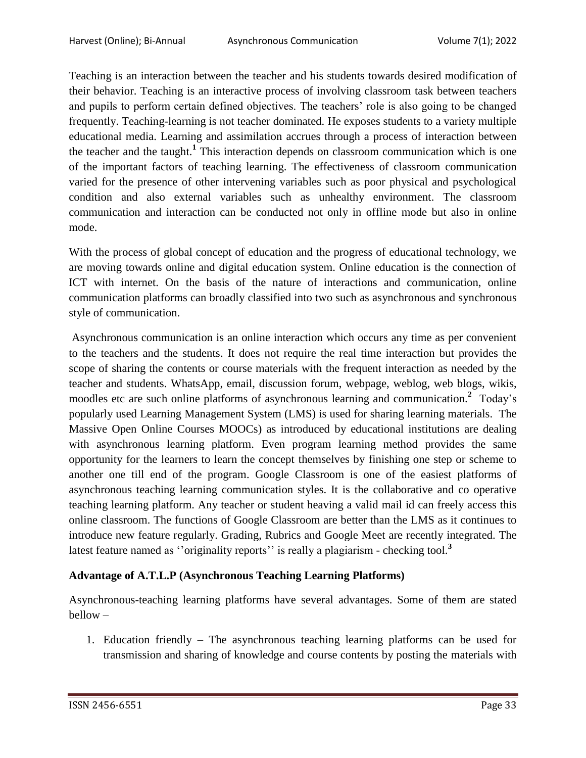Teaching is an interaction between the teacher and his students towards desired modification of their behavior. Teaching is an interactive process of involving classroom task between teachers and pupils to perform certain defined objectives. The teachers' role is also going to be changed frequently. Teaching-learning is not teacher dominated. He exposes students to a variety multiple educational media. Learning and assimilation accrues through a process of interaction between the teacher and the taught.[1] This interaction depends on classroom communication which is one of the important factors of teaching learning. The effectiveness of classroom communication varied for the presence of other intervening variables such as poor physical and psychological condition and also external variables such as unhealthy environment. The classroom communication and interaction can be conducted not only in offline mode but also in online mode.

With the process of global concept of education and the progress of educational technology, we are moving towards online and digital education system. Online education is the connection of ICT with internet. On the basis of the nature of interactions and communication, online communication platforms can broadly classified into two such as asynchronous and synchronous style of communication.

Asynchronous communication is an online interaction which occurs any time as per convenient to the teachers and the students. It does not require the real time interaction but provides the scope of sharing the contents or course materials with the frequent interaction as needed by the teacher and students. WhatsApp, email, discussion forum, webpage, weblog, web blogs, wikis, moodles etc are such online platforms of asynchronous learning and communication.[2] Today's popularly used Learning Management System (LMS) is used for sharing learning materials. The Massive Open Online Courses MOOCs) as introduced by educational institutions are dealing with asynchronous learning platform. Even program learning method provides the same opportunity for the learners to learn the concept themselves by finishing one step or scheme to another one till end of the program. Google Classroom is one of the easiest platforms of asynchronous teaching learning communication styles. It is the collaborative and co operative teaching learning platform. Any teacher or student heaving a valid mail id can freely access this online classroom. The functions of Google Classroom are better than the LMS as it continues to introduce new feature regularly. Grading, Rubrics and Google Meet are recently integrated. The latest feature named as ''originality reports'' is really a plagiarism - checking tool.[3]

**Advantage of A.T.L.P (Asynchronous Teaching Learning Platforms)**

Asynchronous-teaching learning platforms have several advantages. Some of them are stated bellow –

1. Education friendly – The asynchronous teaching learning platforms can be used for transmission and sharing of knowledge and course contents by posting the materials with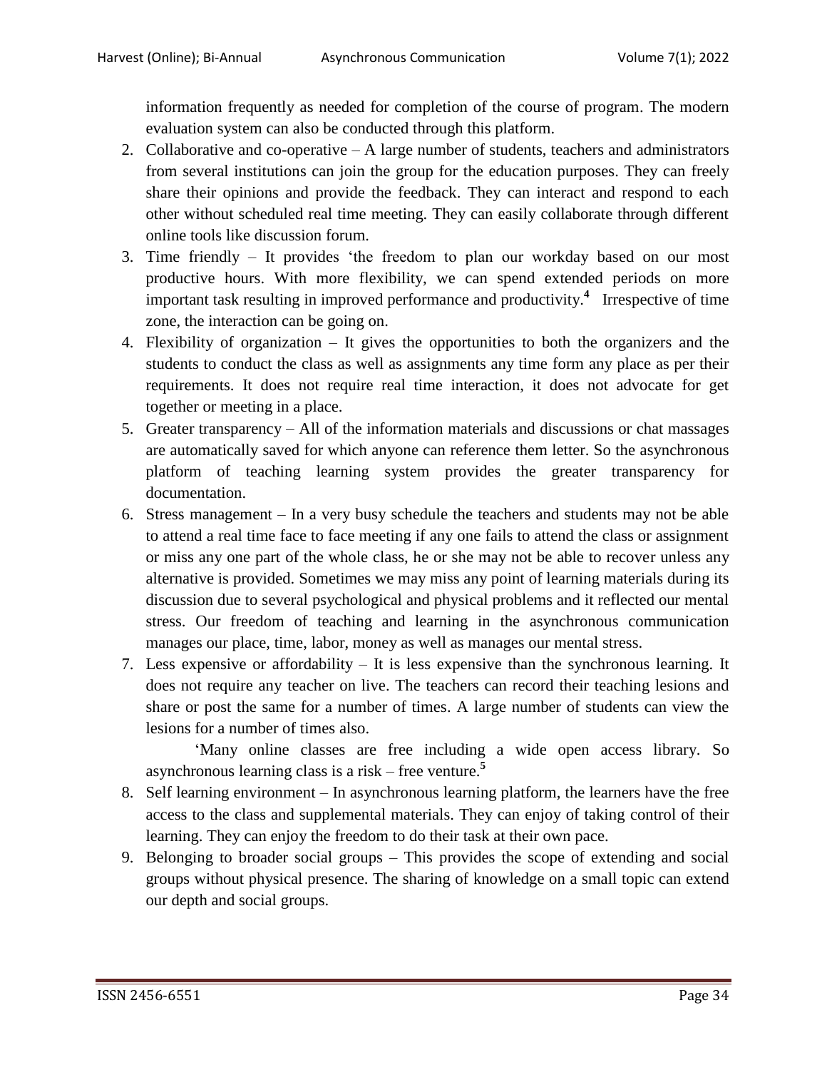information frequently as needed for completion of the course of program. The modern evaluation system can also be conducted through this platform.

2. Collaborative and co-operative – A large number of students, teachers and administrators from several institutions can join the group for the education purposes. They can freely share their opinions and provide the feedback. They can interact and respond to each other without scheduled real time meeting. They can easily collaborate through different online tools like discussion forum.
3. Time friendly – It provides 'the freedom to plan our workday based on our most productive hours. With more flexibility, we can spend extended periods on more important task resulting in improved performance and productivity.[4] Irrespective of time zone, the interaction can be going on.
4. Flexibility of organization – It gives the opportunities to both the organizers and the students to conduct the class as well as assignments any time form any place as per their requirements. It does not require real time interaction, it does not advocate for get together or meeting in a place.
5. Greater transparency – All of the information materials and discussions or chat massages are automatically saved for which anyone can reference them letter. So the asynchronous platform of teaching learning system provides the greater transparency for documentation.
6. Stress management – In a very busy schedule the teachers and students may not be able to attend a real time face to face meeting if any one fails to attend the class or assignment or miss any one part of the whole class, he or she may not be able to recover unless any alternative is provided. Sometimes we may miss any point of learning materials during its discussion due to several psychological and physical problems and it reflected our mental stress. Our freedom of teaching and learning in the asynchronous communication manages our place, time, labor, money as well as manages our mental stress.
7. Less expensive or affordability – It is less expensive than the synchronous learning. It does not require any teacher on live. The teachers can record their teaching lesions and share or post the same for a number of times. A large number of students can view the lesions for a number of times also.

   'Many online classes are free including a wide open access library. So asynchronous learning class is a risk – free venture.[5]
8. Self learning environment – In asynchronous learning platform, the learners have the free access to the class and supplemental materials. They can enjoy of taking control of their learning. They can enjoy the freedom to do their task at their own pace.
9. Belonging to broader social groups – This provides the scope of extending and social groups without physical presence. The sharing of knowledge on a small topic can extend our depth and social groups.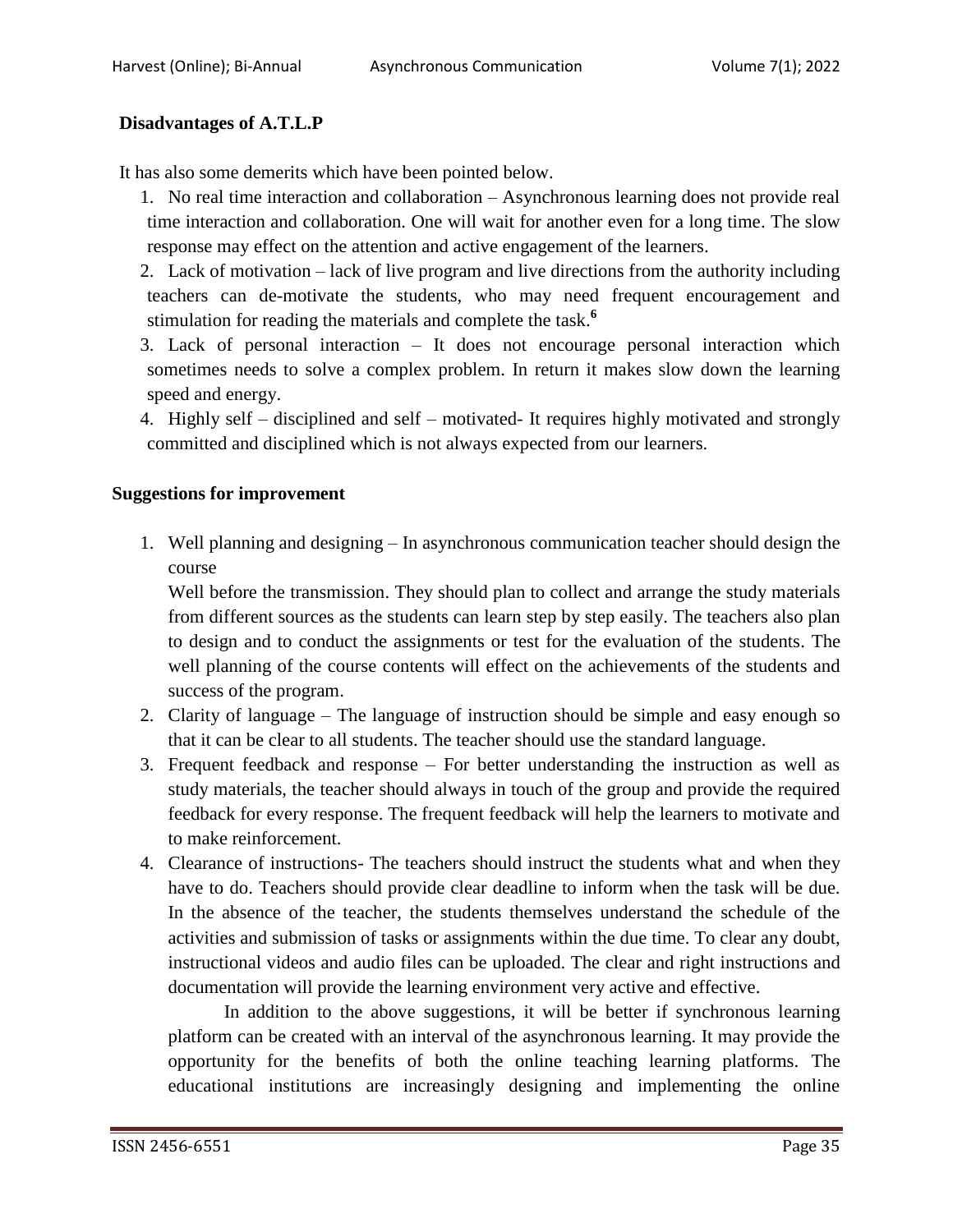**Disadvantages of A.T.L.P**

It has also some demerits which have been pointed below.

1. No real time interaction and collaboration – Asynchronous learning does not provide real time interaction and collaboration. One will wait for another even for a long time. The slow response may effect on the attention and active engagement of the learners.
2. Lack of motivation – lack of live program and live directions from the authority including teachers can de-motivate the students, who may need frequent encouragement and stimulation for reading the materials and complete the task.[6]
3. Lack of personal interaction – It does not encourage personal interaction which sometimes needs to solve a complex problem. In return it makes slow down the learning speed and energy.
4. Highly self – disciplined and self – motivated- It requires highly motivated and strongly committed and disciplined which is not always expected from our learners.

**Suggestions for improvement**

1. Well planning and designing – In asynchronous communication teacher should design the course

   Well before the transmission. They should plan to collect and arrange the study materials from different sources as the students can learn step by step easily. The teachers also plan to design and to conduct the assignments or test for the evaluation of the students. The well planning of the course contents will effect on the achievements of the students and success of the program.
2. Clarity of language – The language of instruction should be simple and easy enough so that it can be clear to all students. The teacher should use the standard language.
3. Frequent feedback and response – For better understanding the instruction as well as study materials, the teacher should always in touch of the group and provide the required feedback for every response. The frequent feedback will help the learners to motivate and to make reinforcement.
4. Clearance of instructions- The teachers should instruct the students what and when they have to do. Teachers should provide clear deadline to inform when the task will be due. In the absence of the teacher, the students themselves understand the schedule of the activities and submission of tasks or assignments within the due time. To clear any doubt, instructional videos and audio files can be uploaded. The clear and right instructions and documentation will provide the learning environment very active and effective.

   In addition to the above suggestions, it will be better if synchronous learning platform can be created with an interval of the asynchronous learning. It may provide the opportunity for the benefits of both the online teaching learning platforms. The educational institutions are increasingly designing and implementing the online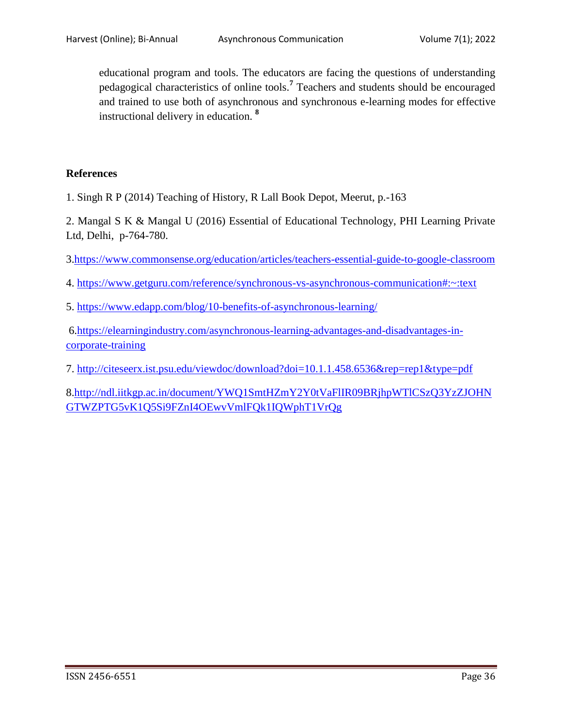educational program and tools. The educators are facing the questions of understanding pedagogical characteristics of online tools.[7] Teachers and students should be encouraged and trained to use both of asynchronous and synchronous e-learning modes for effective instructional delivery in education. [8]

## References

1. Singh R P (2014) Teaching of History, R Lall Book Depot, Meerut, p.-163

2. Mangal S K & Mangal U (2016) Essential of Educational Technology, PHI Learning Private Ltd, Delhi, p-764-780.

3. https://www.commonsense.org/education/articles/teachers-essential-guide-to-google-classroom

4. https://www.getguru.com/reference/synchronous-vs-asynchronous-communication#:~:text

5. https://www.edapp.com/blog/10-benefits-of-asynchronous-learning/

6. https://elearningindustry.com/asynchronous-learning-advantages-and-disadvantages-in-corporate-training

7. http://citeseerx.ist.psu.edu/viewdoc/download?doi=10.1.1.458.6536&rep=rep1&type=pdf

8. http://ndl.iitkgp.ac.in/document/YWQ1SmtHZmY2Y0tVaFlIR09BRjhpWTlCSzQ3YzZJOHNGTWZPTG5vK1Q5Si9FZnI4OEwvVmlFQk1IQWphT1VrQg